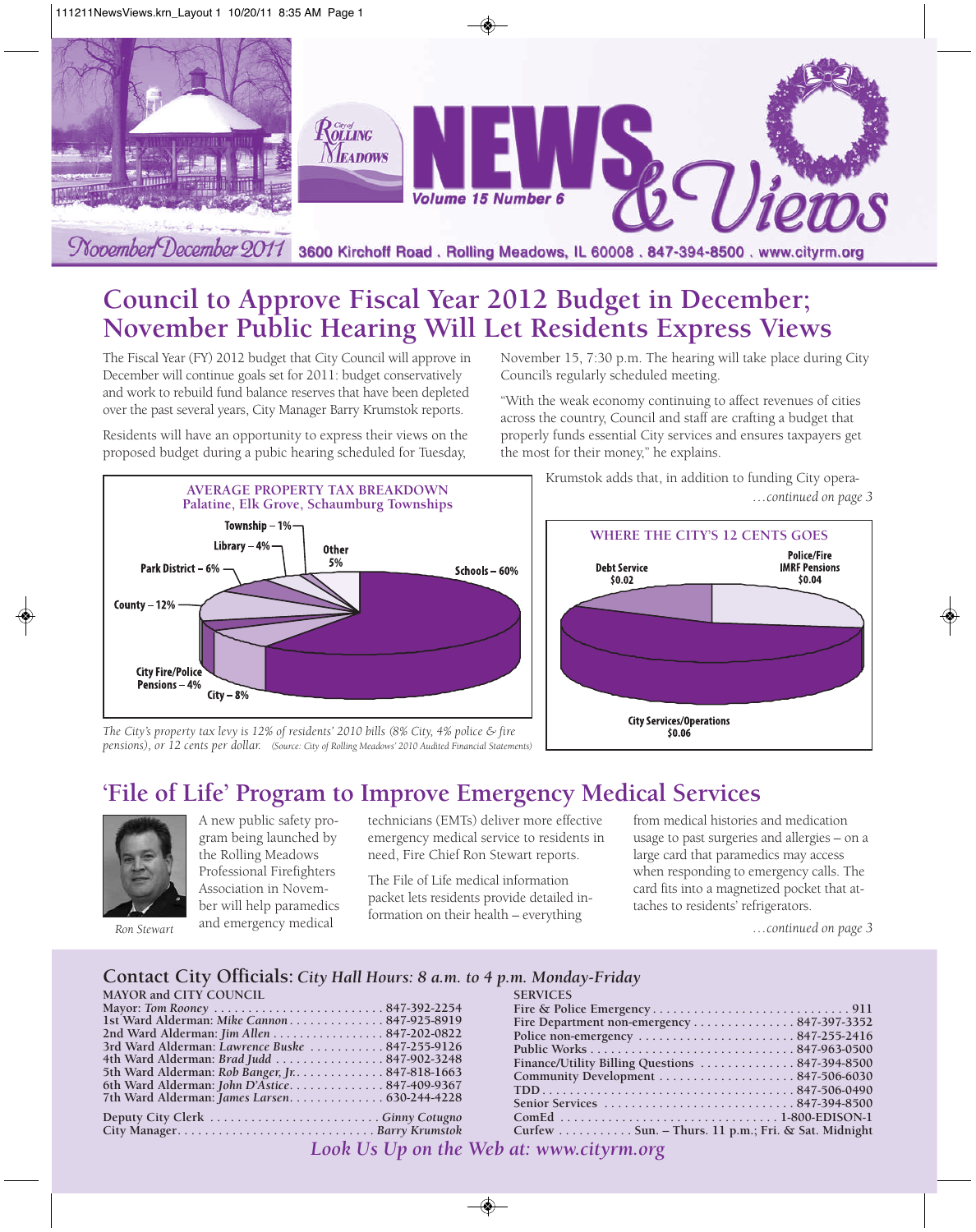# News & Views

City of Rolling Meadows — Volume 15 Number 6

November/December 2011

3600 Kirchoff Road . Rolling Meadows, IL 60008 . 847-394-8500 . www.cityrm.org

## Council to Approve Fiscal Year 2012 Budget in December; November Public Hearing Will Let Residents Express Views

The Fiscal Year (FY) 2012 budget that City Council will approve in December will continue goals set for 2011: budget conservatively and work to rebuild fund balance reserves that have been depleted over the past several years, City Manager Barry Krumstok reports.

Residents will have an opportunity to express their views on the proposed budget during a pubic hearing scheduled for Tuesday, November 15, 7:30 p.m. The hearing will take place during City Council's regularly scheduled meeting.

"With the weak economy continuing to affect revenues of cities across the country, Council and staff are crafting a budget that properly funds essential City services and ensures taxpayers get the most for their money," he explains.

Krumstok adds that, in addition to funding City opera-

*…continued on page 3*

**AVERAGE PROPERTY TAX BREAKDOWN**
**Palatine, Elk Grove, Schaumburg Townships**

| Category | Share |
|---|---|
| Schools | 60% |
| County | 12% |
| City | 8% |
| Park District | 6% |
| Other | 5% |
| Library | 4% |
| City Fire/Police Pensions | 4% |
| Township | 1% |

*The City's property tax levy is 12% of residents' 2010 bills (8% City, 4% police & fire pensions), or 12 cents per dollar.* (Source: City of Rolling Meadows' 2010 Audited Financial Statements)

**WHERE THE CITY'S 12 CENTS GOES**

| Category | Amount |
|---|---|
| City Services/Operations | $0.06 |
| Police/Fire IMRF Pensions | $0.04 |
| Debt Service | $0.02 |

## 'File of Life' Program to Improve Emergency Medical Services

*Ron Stewart*

A new public safety program being launched by the Rolling Meadows Professional Firefighters Association in November will help paramedics and emergency medical technicians (EMTs) deliver more effective emergency medical service to residents in need, Fire Chief Ron Stewart reports.

The File of Life medical information packet lets residents provide detailed information on their health – everything from medical histories and medication usage to past surgeries and allergies – on a large card that paramedics may access when responding to emergency calls. The card fits into a magnetized pocket that attaches to residents' refrigerators.

*…continued on page 3*

## Contact City Officials: *City Hall Hours: 8 a.m. to 4 p.m. Monday-Friday*

**MAYOR and CITY COUNCIL**

| | |
|---|---|
| Mayor: *Tom Rooney* | 847-392-2254 |
| 1st Ward Alderman: *Mike Cannon* | 847-925-8919 |
| 2nd Ward Alderman: *Jim Allen* | 847-202-0822 |
| 3rd Ward Alderman: *Lawrence Buske* | 847-255-9126 |
| 4th Ward Alderman: *Brad Judd* | 847-902-3248 |
| 5th Ward Alderman: *Rob Banger, Jr.* | 847-818-1663 |
| 6th Ward Alderman: *John D'Astice* | 847-409-9367 |
| 7th Ward Alderman: *James Larsen* | 630-244-4228 |
| Deputy City Clerk | *Ginny Cotugno* |
| City Manager | *Barry Krumstok* |

**SERVICES**

| | |
|---|---|
| Fire & Police Emergency | 911 |
| Fire Department non-emergency | 847-397-3352 |
| Police non-emergency | 847-255-2416 |
| Public Works | 847-963-0500 |
| Finance/Utility Billing Questions | 847-394-8500 |
| Community Development | 847-506-6030 |
| TDD | 847-506-0490 |
| Senior Services | 847-394-8500 |
| ComEd | 1-800-EDISON-1 |
| Curfew | Sun. – Thurs. 11 p.m.; Fri. & Sat. Midnight |

*Look Us Up on the Web at: www.cityrm.org*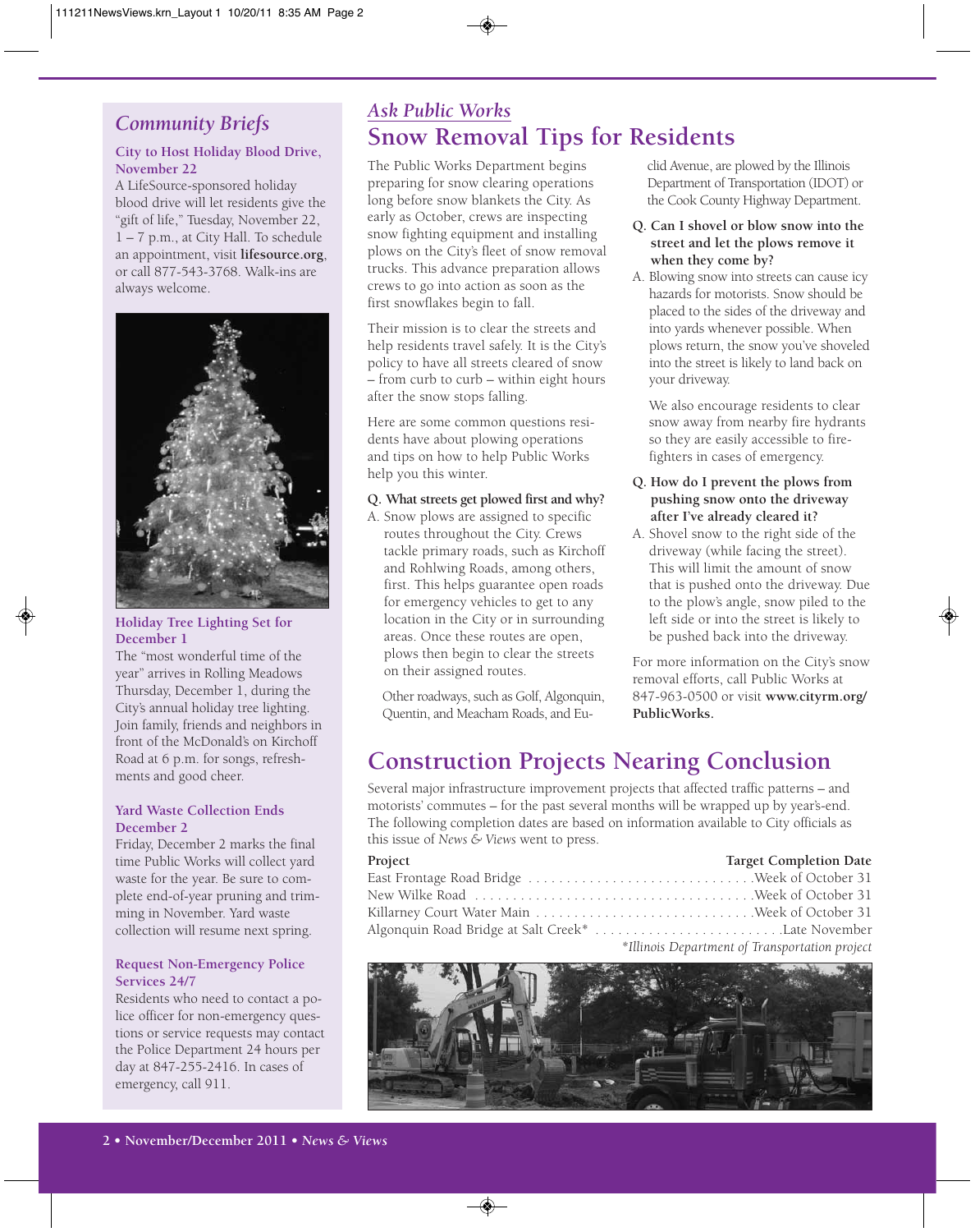## Community Briefs

### City to Host Holiday Blood Drive, November 22

A LifeSource-sponsored holiday blood drive will let residents give the "gift of life," Tuesday, November 22, 1 – 7 p.m., at City Hall. To schedule an appointment, visit **lifesource.org**, or call 877-543-3768. Walk-ins are always welcome.

### Holiday Tree Lighting Set for December 1

The "most wonderful time of the year" arrives in Rolling Meadows Thursday, December 1, during the City's annual holiday tree lighting. Join family, friends and neighbors in front of the McDonald's on Kirchoff Road at 6 p.m. for songs, refreshments and good cheer.

### Yard Waste Collection Ends December 2

Friday, December 2 marks the final time Public Works will collect yard waste for the year. Be sure to complete end-of-year pruning and trimming in November. Yard waste collection will resume next spring.

### Request Non-Emergency Police Services 24/7

Residents who need to contact a police officer for non-emergency questions or service requests may contact the Police Department 24 hours per day at 847-255-2416. In cases of emergency, call 911.

*Ask Public Works*

## Snow Removal Tips for Residents

The Public Works Department begins preparing for snow clearing operations long before snow blankets the City. As early as October, crews are inspecting snow fighting equipment and installing plows on the City's fleet of snow removal trucks. This advance preparation allows crews to go into action as soon as the first snowflakes begin to fall.

Their mission is to clear the streets and help residents travel safely. It is the City's policy to have all streets cleared of snow – from curb to curb – within eight hours after the snow stops falling.

Here are some common questions residents have about plowing operations and tips on how to help Public Works help you this winter.

**Q. What streets get plowed first and why?**

A. Snow plows are assigned to specific routes throughout the City. Crews tackle primary roads, such as Kirchoff and Rohlwing Roads, among others, first. This helps guarantee open roads for emergency vehicles to get to any location in the City or in surrounding areas. Once these routes are open, plows then begin to clear the streets on their assigned routes.

Other roadways, such as Golf, Algonquin, Quentin, and Meacham Roads, and Euclid Avenue, are plowed by the Illinois Department of Transportation (IDOT) or the Cook County Highway Department.

**Q. Can I shovel or blow snow into the street and let the plows remove it when they come by?**

A. Blowing snow into streets can cause icy hazards for motorists. Snow should be placed to the sides of the driveway and into yards whenever possible. When plows return, the snow you've shoveled into the street is likely to land back on your driveway.

We also encourage residents to clear snow away from nearby fire hydrants so they are easily accessible to firefighters in cases of emergency.

**Q. How do I prevent the plows from pushing snow onto the driveway after I've already cleared it?**

A. Shovel snow to the right side of the driveway (while facing the street). This will limit the amount of snow that is pushed onto the driveway. Due to the plow's angle, snow piled to the left side or into the street is likely to be pushed back into the driveway.

For more information on the City's snow removal efforts, call Public Works at 847-963-0500 or visit **www.cityrm.org/PublicWorks.**

## Construction Projects Nearing Conclusion

Several major infrastructure improvement projects that affected traffic patterns – and motorists' commutes – for the past several months will be wrapped up by year's-end. The following completion dates are based on information available to City officials as this issue of *News & Views* went to press.

| Project | Target Completion Date |
|---|---|
| East Frontage Road Bridge | Week of October 31 |
| New Wilke Road | Week of October 31 |
| Killarney Court Water Main | Week of October 31 |
| Algonquin Road Bridge at Salt Creek* | Late November |

**Illinois Department of Transportation project*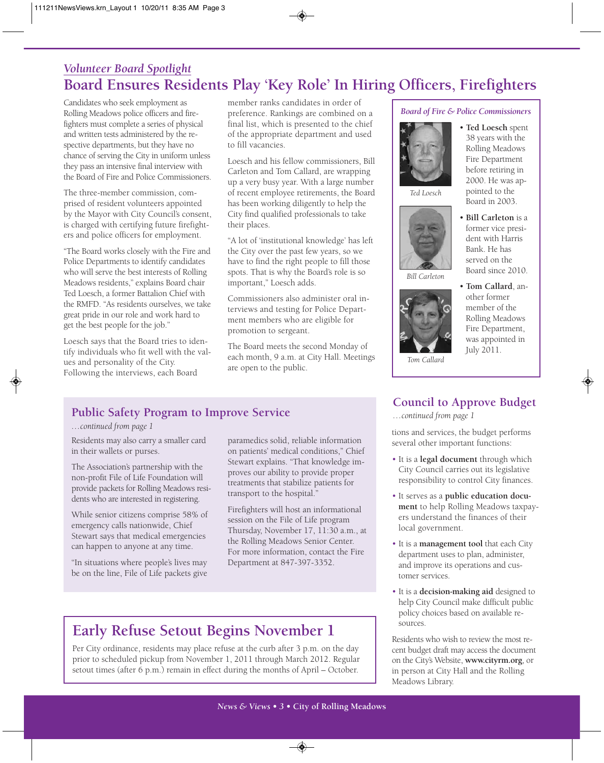*Volunteer Board Spotlight*

# Board Ensures Residents Play 'Key Role' In Hiring Officers, Firefighters

Candidates who seek employment as Rolling Meadows police officers and firefighters must complete a series of physical and written tests administered by the respective departments, but they have no chance of serving the City in uniform unless they pass an intensive final interview with the Board of Fire and Police Commissioners.

The three-member commission, comprised of resident volunteers appointed by the Mayor with City Council's consent, is charged with certifying future firefighters and police officers for employment.

"The Board works closely with the Fire and Police Departments to identify candidates who will serve the best interests of Rolling Meadows residents," explains Board chair Ted Loesch, a former Battalion Chief with the RMFD. "As residents ourselves, we take great pride in our role and work hard to get the best people for the job."

Loesch says that the Board tries to identify individuals who fit well with the values and personality of the City. Following the interviews, each Board member ranks candidates in order of preference. Rankings are combined on a final list, which is presented to the chief of the appropriate department and used to fill vacancies.

Loesch and his fellow commissioners, Bill Carleton and Tom Callard, are wrapping up a very busy year. With a large number of recent employee retirements, the Board has been working diligently to help the City find qualified professionals to take their places.

"A lot of 'institutional knowledge' has left the City over the past few years, so we have to find the right people to fill those spots. That is why the Board's role is so important," Loesch adds.

Commissioners also administer oral interviews and testing for Police Department members who are eligible for promotion to sergeant.

The Board meets the second Monday of each month, 9 a.m. at City Hall. Meetings are open to the public.

### *Board of Fire & Police Commissioners*

Ted Loesch

- **Ted Loesch** spent 38 years with the Rolling Meadows Fire Department before retiring in 2000. He was appointed to the Board in 2003.

Bill Carleton

- **Bill Carleton** is a former vice president with Harris Bank. He has served on the Board since 2010.

Tom Callard

- **Tom Callard**, another former member of the Rolling Meadows Fire Department, was appointed in July 2011.

## Public Safety Program to Improve Service

*...continued from page 1*

Residents may also carry a smaller card in their wallets or purses.

The Association's partnership with the non-profit File of Life Foundation will provide packets for Rolling Meadows residents who are interested in registering.

While senior citizens comprise 58% of emergency calls nationwide, Chief Stewart says that medical emergencies can happen to anyone at any time.

"In situations where people's lives may be on the line, File of Life packets give paramedics solid, reliable information on patients' medical conditions," Chief Stewart explains. "That knowledge improves our ability to provide proper treatments that stabilize patients for transport to the hospital."

Firefighters will host an informational session on the File of Life program Thursday, November 17, 11:30 a.m., at the Rolling Meadows Senior Center. For more information, contact the Fire Department at 847-397-3352.

## Early Refuse Setout Begins November 1

Per City ordinance, residents may place refuse at the curb after 3 p.m. on the day prior to scheduled pickup from November 1, 2011 through March 2012. Regular setout times (after 6 p.m.) remain in effect during the months of April – October.

## Council to Approve Budget

*...continued from page 1*

tions and services, the budget performs several other important functions:

- It is a **legal document** through which City Council carries out its legislative responsibility to control City finances.
- It serves as a **public education document** to help Rolling Meadows taxpayers understand the finances of their local government.
- It is a **management tool** that each City department uses to plan, administer, and improve its operations and customer services.
- It is a **decision-making aid** designed to help City Council make difficult public policy choices based on available resources.

Residents who wish to review the most recent budget draft may access the document on the City's Website, **www.cityrm.org**, or in person at City Hall and the Rolling Meadows Library.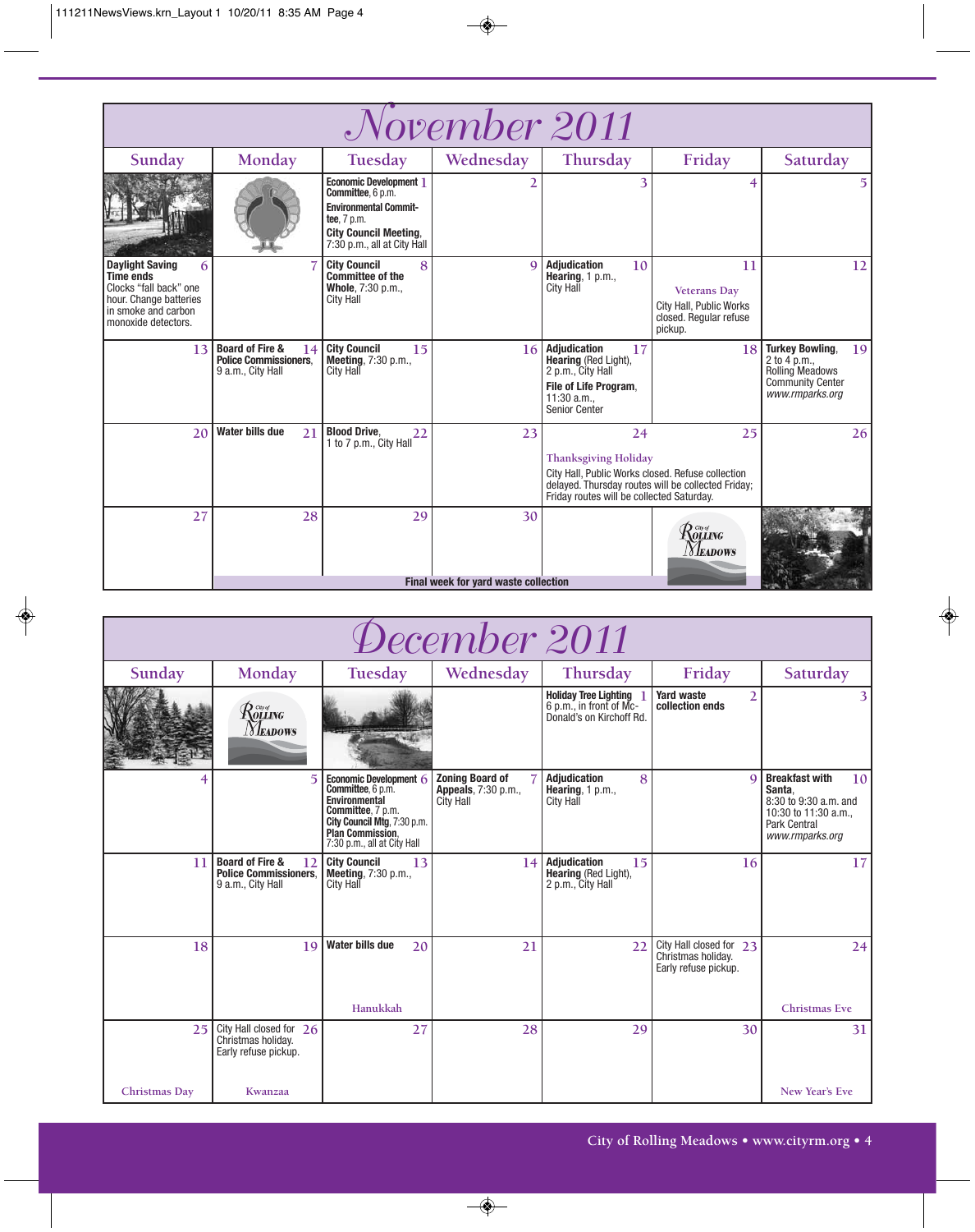# November 2011

| Sunday | Monday | Tuesday | Wednesday | Thursday | Friday | Saturday |
|---|---|---|---|---|---|---|
| | | 1 **Economic Development Committee**, 6 p.m. **Environmental Committee**, 7 p.m. **City Council Meeting**, 7:30 p.m., all at City Hall | 2 | 3 | 4 | 5 |
| 6 **Daylight Saving Time ends** Clocks "fall back" one hour. Change batteries in smoke and carbon monoxide detectors. | 7 | 8 **City Council Committee of the Whole**, 7:30 p.m., City Hall | 9 | 10 **Adjudication Hearing**, 1 p.m., City Hall | 11 Veterans Day City Hall, Public Works closed. Regular refuse pickup. | 12 |
| 13 | 14 **Board of Fire & Police Commissioners**, 9 a.m., City Hall | 15 **City Council Meeting**, 7:30 p.m., City Hall | 16 | 17 **Adjudication Hearing** (Red Light), 2 p.m., City Hall **File of Life Program**, 11:30 a.m., Senior Center | 18 | 19 **Turkey Bowling**, 2 to 4 p.m., Rolling Meadows Community Center *www.rmparks.org* |
| 20 | 21 **Water bills due** | 22 **Blood Drive**, 1 to 7 p.m., City Hall | 23 | 24 Thanksgiving Holiday City Hall, Public Works closed. Refuse collection delayed. Thursday routes will be collected Friday; Friday routes will be collected Saturday. | 25 | 26 |
| 27 | 28 | 29 | 30 | | | |

**Final week for yard waste collection** (November 28–December 2)

# December 2011

| Sunday | Monday | Tuesday | Wednesday | Thursday | Friday | Saturday |
|---|---|---|---|---|---|---|
| | | | | 1 **Holiday Tree Lighting** 6 p.m., in front of McDonald's on Kirchoff Rd. | 2 **Yard waste collection ends** | 3 |
| 4 | 5 | 6 **Economic Development Committee**, 6 p.m. **Environmental Committee**, 7 p.m. **City Council Mtg**, 7:30 p.m. **Plan Commission**, 7:30 p.m., all at City Hall | 7 **Zoning Board of Appeals**, 7:30 p.m., City Hall | 8 **Adjudication Hearing**, 1 p.m., City Hall | 9 | 10 **Breakfast with Santa**, 8:30 to 9:30 a.m. and 10:30 to 11:30 a.m., Park Central *www.rmparks.org* |
| 11 | 12 **Board of Fire & Police Commissioners**, 9 a.m., City Hall | 13 **City Council Meeting**, 7:30 p.m., City Hall | 14 | 15 **Adjudication Hearing** (Red Light), 2 p.m., City Hall | 16 | 17 |
| 18 | 19 | 20 **Water bills due** Hanukkah | 21 | 22 | 23 City Hall closed for Christmas holiday. Early refuse pickup. | 24 Christmas Eve |
| 25 Christmas Day | 26 City Hall closed for Christmas holiday. Early refuse pickup. Kwanzaa | 27 | 28 | 29 | 30 | 31 New Year's Eve |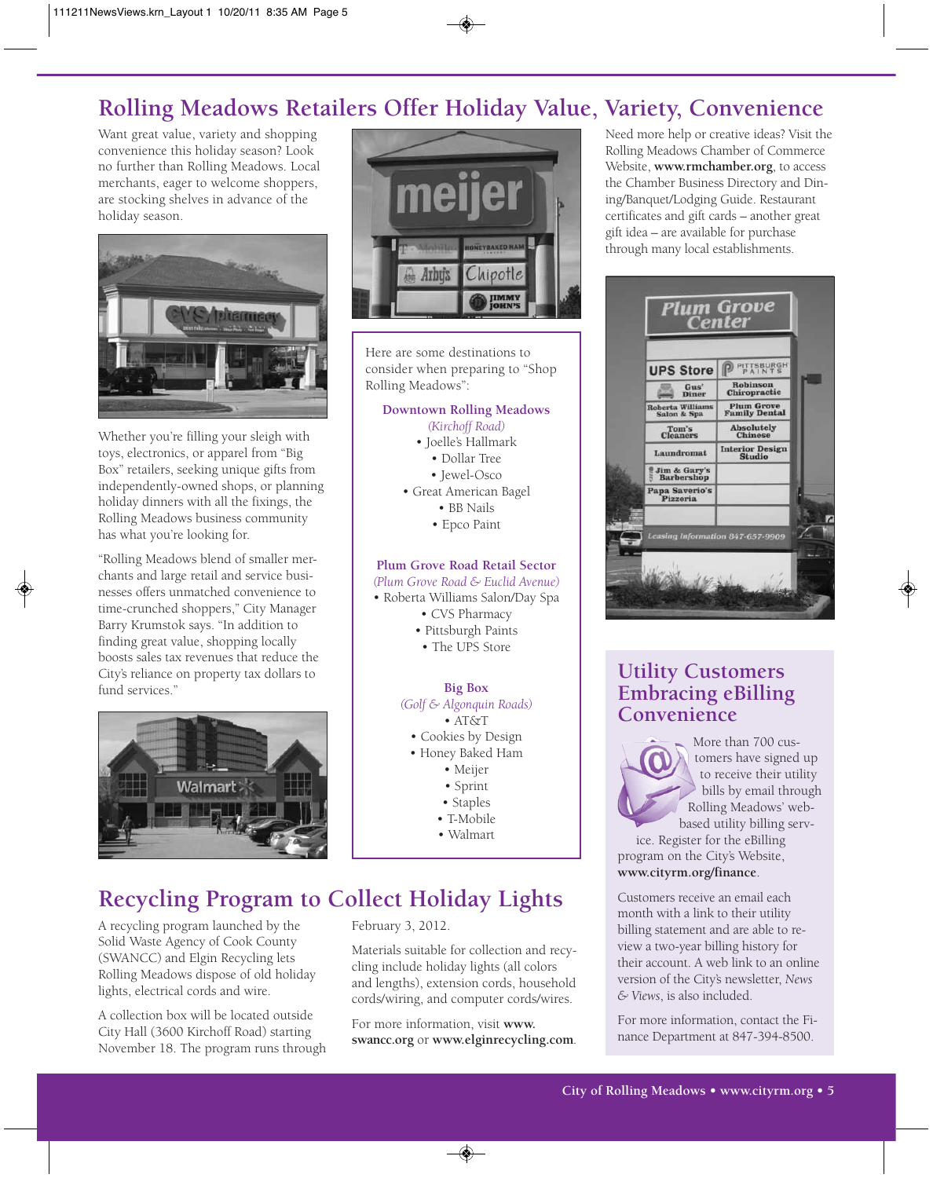# Rolling Meadows Retailers Offer Holiday Value, Variety, Convenience

Want great value, variety and shopping convenience this holiday season? Look no further than Rolling Meadows. Local merchants, eager to welcome shoppers, are stocking shelves in advance of the holiday season.

Whether you're filling your sleigh with toys, electronics, or apparel from "Big Box" retailers, seeking unique gifts from independently-owned shops, or planning holiday dinners with all the fixings, the Rolling Meadows business community has what you're looking for.

"Rolling Meadows blend of smaller merchants and large retail and service businesses offers unmatched convenience to time-crunched shoppers," City Manager Barry Krumstok says. "In addition to finding great value, shopping locally boosts sales tax revenues that reduce the City's reliance on property tax dollars to fund services."

Here are some destinations to consider when preparing to "Shop Rolling Meadows":

**Downtown Rolling Meadows**
*(Kirchoff Road)*
- Joelle's Hallmark
- Dollar Tree
- Jewel-Osco
- Great American Bagel
- BB Nails
- Epco Paint

**Plum Grove Road Retail Sector**
*(Plum Grove Road & Euclid Avenue)*
- Roberta Williams Salon/Day Spa
- CVS Pharmacy
- Pittsburgh Paints
- The UPS Store

**Big Box**
*(Golf & Algonquin Roads)*
- AT&T
- Cookies by Design
- Honey Baked Ham
- Meijer
- Sprint
- Staples
- T-Mobile
- Walmart

Need more help or creative ideas? Visit the Rolling Meadows Chamber of Commerce Website, **www.rmchamber.org**, to access the Chamber Business Directory and Dining/Banquet/Lodging Guide. Restaurant certificates and gift cards – another great gift idea – are available for purchase through many local establishments.

# Recycling Program to Collect Holiday Lights

A recycling program launched by the Solid Waste Agency of Cook County (SWANCC) and Elgin Recycling lets Rolling Meadows dispose of old holiday lights, electrical cords and wire.

A collection box will be located outside City Hall (3600 Kirchoff Road) starting November 18. The program runs through February 3, 2012.

Materials suitable for collection and recycling include holiday lights (all colors and lengths), extension cords, household cords/wiring, and computer cords/wires.

For more information, visit **www.swancc.org** or **www.elginrecycling.com**.

## Utility Customers Embracing eBilling Convenience

More than 700 customers have signed up to receive their utility bills by email through Rolling Meadows' web-based utility billing service. Register for the eBilling program on the City's Website, **www.cityrm.org/finance**.

Customers receive an email each month with a link to their utility billing statement and are able to review a two-year billing history for their account. A web link to an online version of the City's newsletter, *News & Views*, is also included.

For more information, contact the Finance Department at 847-394-8500.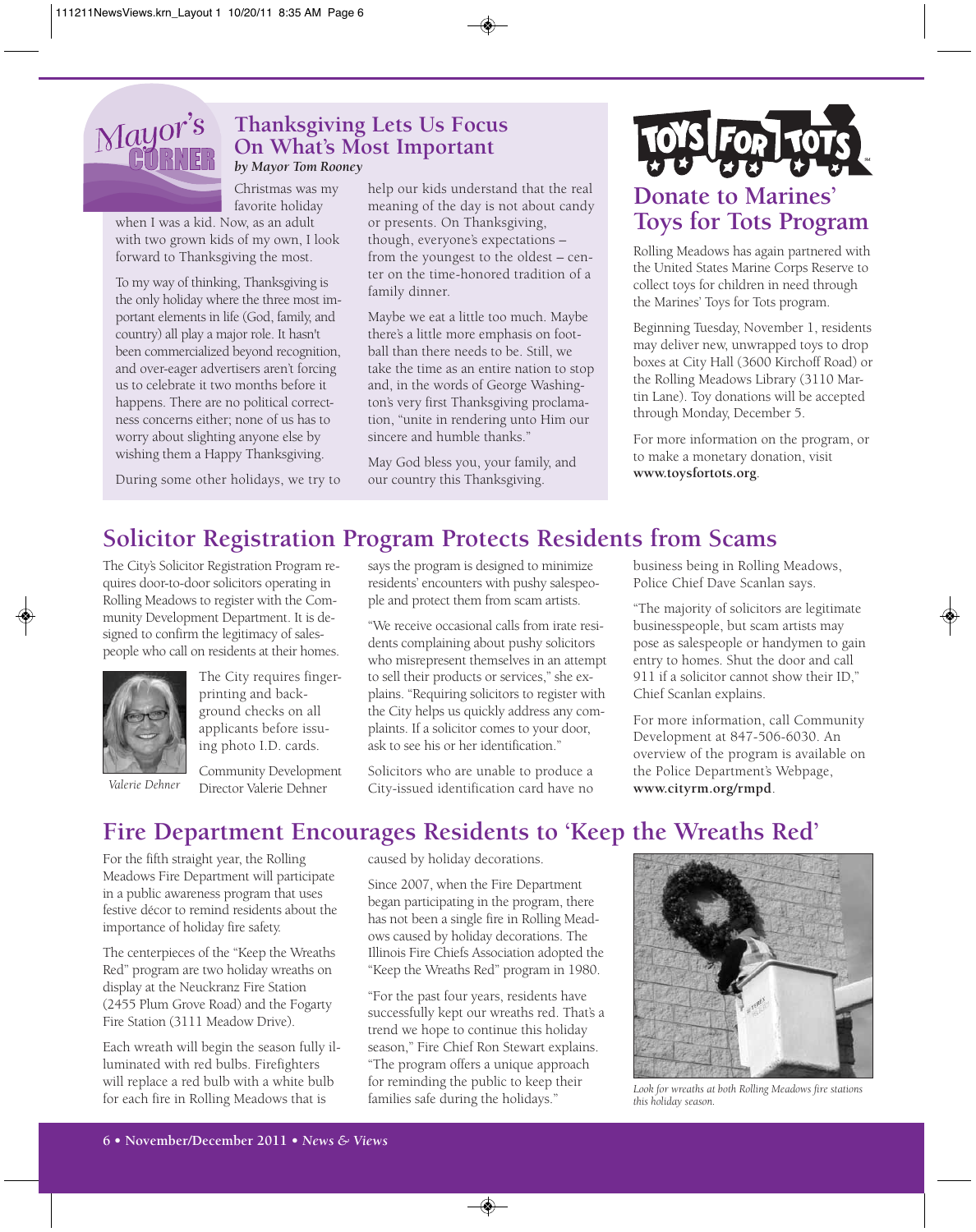Mayor's Corner

## Thanksgiving Lets Us Focus On What's Most Important

***by Mayor Tom Rooney***

Christmas was my favorite holiday when I was a kid. Now, as an adult with two grown kids of my own, I look forward to Thanksgiving the most.

To my way of thinking, Thanksgiving is the only holiday where the three most important elements in life (God, family, and country) all play a major role. It hasn't been commercialized beyond recognition, and over-eager advertisers aren't forcing us to celebrate it two months before it happens. There are no political correctness concerns either; none of us has to worry about slighting anyone else by wishing them a Happy Thanksgiving.

During some other holidays, we try to help our kids understand that the real meaning of the day is not about candy or presents. On Thanksgiving, though, everyone's expectations – from the youngest to the oldest – center on the time-honored tradition of a family dinner.

Maybe we eat a little too much. Maybe there's a little more emphasis on football than there needs to be. Still, we take the time as an entire nation to stop and, in the words of George Washington's very first Thanksgiving proclamation, "unite in rendering unto Him our sincere and humble thanks."

May God bless you, your family, and our country this Thanksgiving.

TOYS FOR TOTS

## Donate to Marines' Toys for Tots Program

Rolling Meadows has again partnered with the United States Marine Corps Reserve to collect toys for children in need through the Marines' Toys for Tots program.

Beginning Tuesday, November 1, residents may deliver new, unwrapped toys to drop boxes at City Hall (3600 Kirchoff Road) or the Rolling Meadows Library (3110 Martin Lane). Toy donations will be accepted through Monday, December 5.

For more information on the program, or to make a monetary donation, visit **www.toysfortots.org**.

## Solicitor Registration Program Protects Residents from Scams

The City's Solicitor Registration Program requires door-to-door solicitors operating in Rolling Meadows to register with the Community Development Department. It is designed to confirm the legitimacy of salespeople who call on residents at their homes.

*Valerie Dehner*

The City requires fingerprinting and background checks on all applicants before issuing photo I.D. cards.

Community Development Director Valerie Dehner says the program is designed to minimize residents' encounters with pushy salespeople and protect them from scam artists.

"We receive occasional calls from irate residents complaining about pushy solicitors who misrepresent themselves in an attempt to sell their products or services," she explains. "Requiring solicitors to register with the City helps us quickly address any complaints. If a solicitor comes to your door, ask to see his or her identification."

Solicitors who are unable to produce a City-issued identification card have no business being in Rolling Meadows, Police Chief Dave Scanlan says.

"The majority of solicitors are legitimate businesspeople, but scam artists may pose as salespeople or handymen to gain entry to homes. Shut the door and call 911 if a solicitor cannot show their ID," Chief Scanlan explains.

For more information, call Community Development at 847-506-6030. An overview of the program is available on the Police Department's Webpage, **www.cityrm.org/rmpd**.

## Fire Department Encourages Residents to 'Keep the Wreaths Red'

For the fifth straight year, the Rolling Meadows Fire Department will participate in a public awareness program that uses festive décor to remind residents about the importance of holiday fire safety.

The centerpieces of the "Keep the Wreaths Red" program are two holiday wreaths on display at the Neuckranz Fire Station (2455 Plum Grove Road) and the Fogarty Fire Station (3111 Meadow Drive).

Each wreath will begin the season fully illuminated with red bulbs. Firefighters will replace a red bulb with a white bulb for each fire in Rolling Meadows that is caused by holiday decorations.

Since 2007, when the Fire Department began participating in the program, there has not been a single fire in Rolling Meadows caused by holiday decorations. The Illinois Fire Chiefs Association adopted the "Keep the Wreaths Red" program in 1980.

"For the past four years, residents have successfully kept our wreaths red. That's a trend we hope to continue this holiday season," Fire Chief Ron Stewart explains. "The program offers a unique approach for reminding the public to keep their families safe during the holidays."

*Look for wreaths at both Rolling Meadows fire stations this holiday season.*